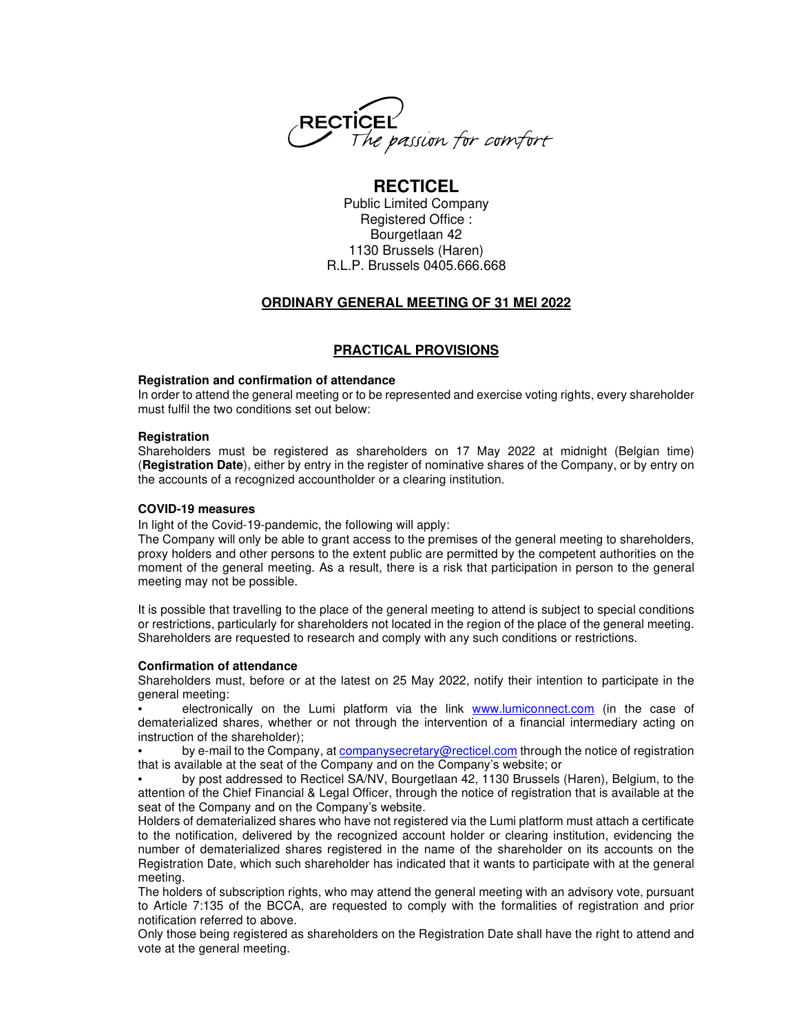RECTICEL
*The passion for comfort*

# RECTICEL

Public Limited Company
Registered Office :
Bourgetlaan 42
1130 Brussels (Haren)
R.L.P. Brussels 0405.666.668

## ORDINARY GENERAL MEETING OF 31 MEI 2022

## PRACTICAL PROVISIONS

**Registration and confirmation of attendance**

In order to attend the general meeting or to be represented and exercise voting rights, every shareholder must fulfil the two conditions set out below:

**Registration**

Shareholders must be registered as shareholders on 17 May 2022 at midnight (Belgian time) (**Registration Date**), either by entry in the register of nominative shares of the Company, or by entry on the accounts of a recognized accountholder or a clearing institution.

**COVID-19 measures**

In light of the Covid-19-pandemic, the following will apply:

The Company will only be able to grant access to the premises of the general meeting to shareholders, proxy holders and other persons to the extent public are permitted by the competent authorities on the moment of the general meeting. As a result, there is a risk that participation in person to the general meeting may not be possible.

It is possible that travelling to the place of the general meeting to attend is subject to special conditions or restrictions, particularly for shareholders not located in the region of the place of the general meeting. Shareholders are requested to research and comply with any such conditions or restrictions.

**Confirmation of attendance**

Shareholders must, before or at the latest on 25 May 2022, notify their intention to participate in the general meeting:

- electronically on the Lumi platform via the link www.lumiconnect.com (in the case of dematerialized shares, whether or not through the intervention of a financial intermediary acting on instruction of the shareholder);
- by e-mail to the Company, at companysecretary@recticel.com through the notice of registration that is available at the seat of the Company and on the Company's website; or
- by post addressed to Recticel SA/NV, Bourgetlaan 42, 1130 Brussels (Haren), Belgium, to the attention of the Chief Financial & Legal Officer, through the notice of registration that is available at the seat of the Company and on the Company's website.

Holders of dematerialized shares who have not registered via the Lumi platform must attach a certificate to the notification, delivered by the recognized account holder or clearing institution, evidencing the number of dematerialized shares registered in the name of the shareholder on its accounts on the Registration Date, which such shareholder has indicated that it wants to participate with at the general meeting.

The holders of subscription rights, who may attend the general meeting with an advisory vote, pursuant to Article 7:135 of the BCCA, are requested to comply with the formalities of registration and prior notification referred to above.

Only those being registered as shareholders on the Registration Date shall have the right to attend and vote at the general meeting.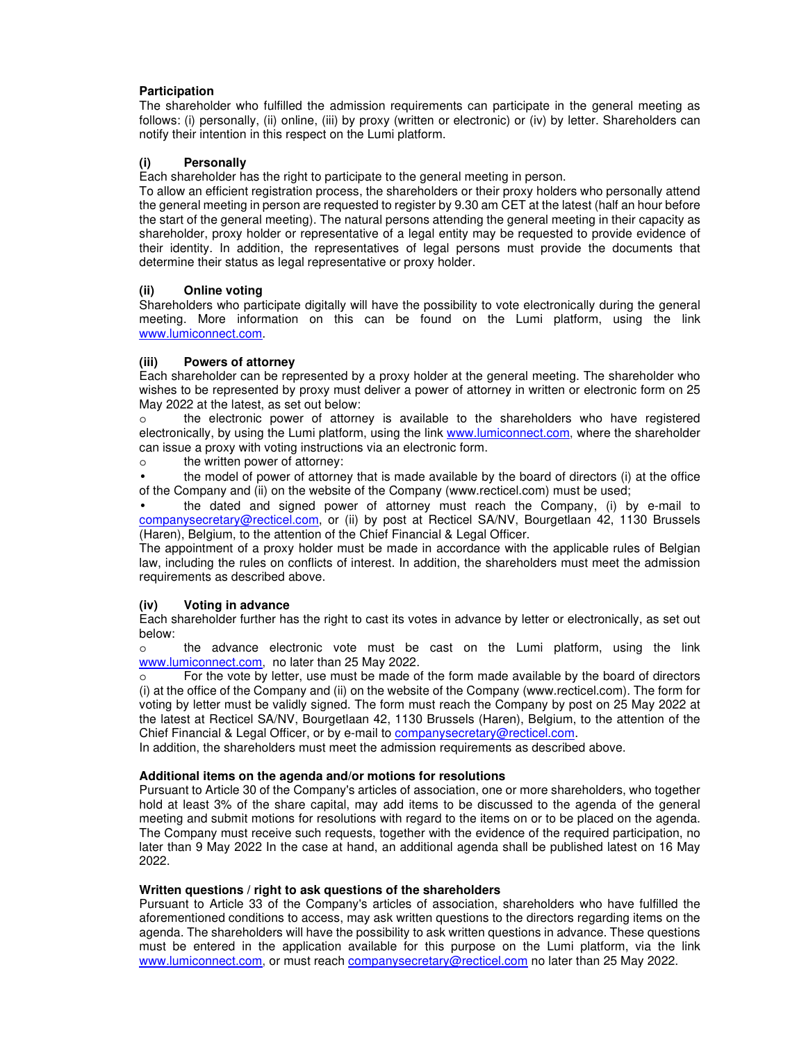**Participation**

The shareholder who fulfilled the admission requirements can participate in the general meeting as follows: (i) personally, (ii) online, (iii) by proxy (written or electronic) or (iv) by letter. Shareholders can notify their intention in this respect on the Lumi platform.

**(i) Personally**

Each shareholder has the right to participate to the general meeting in person.

To allow an efficient registration process, the shareholders or their proxy holders who personally attend the general meeting in person are requested to register by 9.30 am CET at the latest (half an hour before the start of the general meeting). The natural persons attending the general meeting in their capacity as shareholder, proxy holder or representative of a legal entity may be requested to provide evidence of their identity. In addition, the representatives of legal persons must provide the documents that determine their status as legal representative or proxy holder.

**(ii) Online voting**

Shareholders who participate digitally will have the possibility to vote electronically during the general meeting. More information on this can be found on the Lumi platform, using the link www.lumiconnect.com.

**(iii) Powers of attorney**

Each shareholder can be represented by a proxy holder at the general meeting. The shareholder who wishes to be represented by proxy must deliver a power of attorney in written or electronic form on 25 May 2022 at the latest, as set out below:

- the electronic power of attorney is available to the shareholders who have registered electronically, by using the Lumi platform, using the link www.lumiconnect.com, where the shareholder can issue a proxy with voting instructions via an electronic form.
- the written power of attorney:
  - the model of power of attorney that is made available by the board of directors (i) at the office of the Company and (ii) on the website of the Company (www.recticel.com) must be used;
  - the dated and signed power of attorney must reach the Company, (i) by e-mail to companysecretary@recticel.com, or (ii) by post at Recticel SA/NV, Bourgetlaan 42, 1130 Brussels (Haren), Belgium, to the attention of the Chief Financial & Legal Officer.

The appointment of a proxy holder must be made in accordance with the applicable rules of Belgian law, including the rules on conflicts of interest. In addition, the shareholders must meet the admission requirements as described above.

**(iv) Voting in advance**

Each shareholder further has the right to cast its votes in advance by letter or electronically, as set out below:

- the advance electronic vote must be cast on the Lumi platform, using the link www.lumiconnect.com, no later than 25 May 2022.
- For the vote by letter, use must be made of the form made available by the board of directors (i) at the office of the Company and (ii) on the website of the Company (www.recticel.com). The form for voting by letter must be validly signed. The form must reach the Company by post on 25 May 2022 at the latest at Recticel SA/NV, Bourgetlaan 42, 1130 Brussels (Haren), Belgium, to the attention of the Chief Financial & Legal Officer, or by e-mail to companysecretary@recticel.com.

In addition, the shareholders must meet the admission requirements as described above.

**Additional items on the agenda and/or motions for resolutions**

Pursuant to Article 30 of the Company's articles of association, one or more shareholders, who together hold at least 3% of the share capital, may add items to be discussed to the agenda of the general meeting and submit motions for resolutions with regard to the items on or to be placed on the agenda. The Company must receive such requests, together with the evidence of the required participation, no later than 9 May 2022 In the case at hand, an additional agenda shall be published latest on 16 May 2022.

**Written questions / right to ask questions of the shareholders**

Pursuant to Article 33 of the Company's articles of association, shareholders who have fulfilled the aforementioned conditions to access, may ask written questions to the directors regarding items on the agenda. The shareholders will have the possibility to ask written questions in advance. These questions must be entered in the application available for this purpose on the Lumi platform, via the link www.lumiconnect.com, or must reach companysecretary@recticel.com no later than 25 May 2022.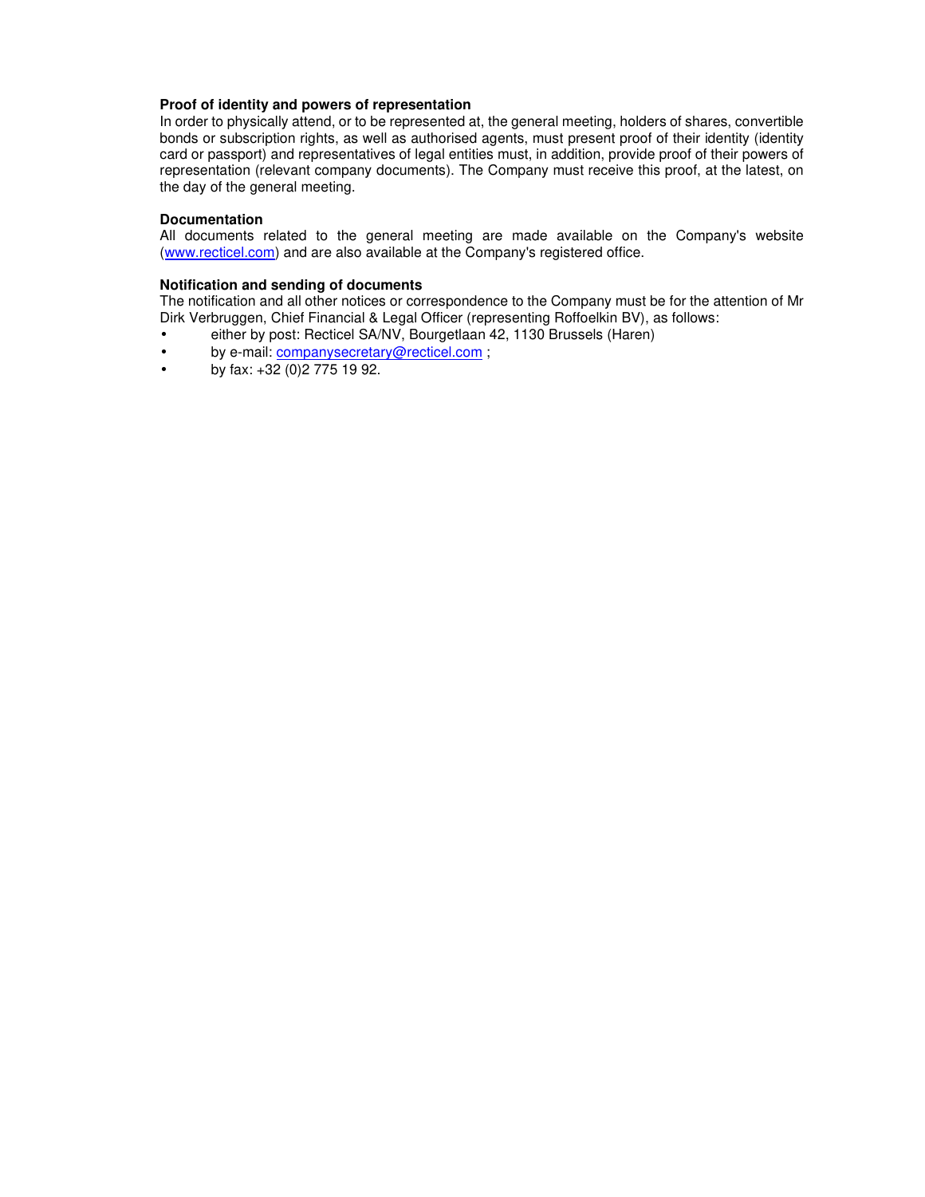**Proof of identity and powers of representation**

In order to physically attend, or to be represented at, the general meeting, holders of shares, convertible bonds or subscription rights, as well as authorised agents, must present proof of their identity (identity card or passport) and representatives of legal entities must, in addition, provide proof of their powers of representation (relevant company documents). The Company must receive this proof, at the latest, on the day of the general meeting.

**Documentation**

All documents related to the general meeting are made available on the Company's website (www.recticel.com) and are also available at the Company's registered office.

**Notification and sending of documents**

The notification and all other notices or correspondence to the Company must be for the attention of Mr Dirk Verbruggen, Chief Financial & Legal Officer (representing Roffoelkin BV), as follows:

- either by post: Recticel SA/NV, Bourgetlaan 42, 1130 Brussels (Haren)
- by e-mail: companysecretary@recticel.com ;
- by fax: +32 (0)2 775 19 92.